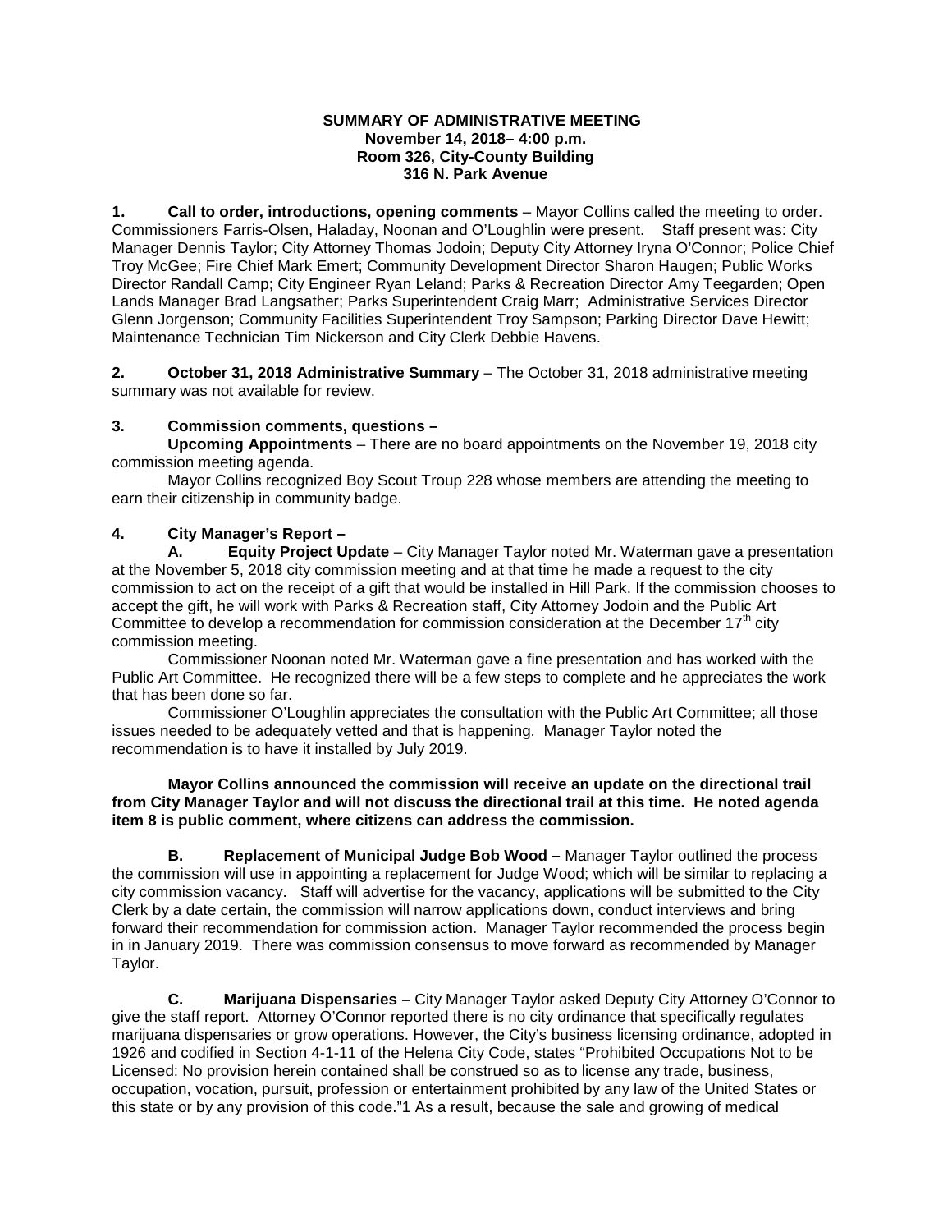**SUMMARY OF ADMINISTRATIVE MEETING**
**November 14, 2018– 4:00 p.m.**
**Room 326, City-County Building**
**316 N. Park Avenue**

**1. Call to order, introductions, opening comments** – Mayor Collins called the meeting to order. Commissioners Farris-Olsen, Haladay, Noonan and O'Loughlin were present. Staff present was: City Manager Dennis Taylor; City Attorney Thomas Jodoin; Deputy City Attorney Iryna O'Connor; Police Chief Troy McGee; Fire Chief Mark Emert; Community Development Director Sharon Haugen; Public Works Director Randall Camp; City Engineer Ryan Leland; Parks & Recreation Director Amy Teegarden; Open Lands Manager Brad Langsather; Parks Superintendent Craig Marr; Administrative Services Director Glenn Jorgenson; Community Facilities Superintendent Troy Sampson; Parking Director Dave Hewitt; Maintenance Technician Tim Nickerson and City Clerk Debbie Havens.

**2. October 31, 2018 Administrative Summary** – The October 31, 2018 administrative meeting summary was not available for review.

**3. Commission comments, questions –**

**Upcoming Appointments** – There are no board appointments on the November 19, 2018 city commission meeting agenda.

Mayor Collins recognized Boy Scout Troup 228 whose members are attending the meeting to earn their citizenship in community badge.

**4. City Manager's Report –**

**A. Equity Project Update** – City Manager Taylor noted Mr. Waterman gave a presentation at the November 5, 2018 city commission meeting and at that time he made a request to the city commission to act on the receipt of a gift that would be installed in Hill Park. If the commission chooses to accept the gift, he will work with Parks & Recreation staff, City Attorney Jodoin and the Public Art Committee to develop a recommendation for commission consideration at the December 17th city commission meeting.

Commissioner Noonan noted Mr. Waterman gave a fine presentation and has worked with the Public Art Committee. He recognized there will be a few steps to complete and he appreciates the work that has been done so far.

Commissioner O'Loughlin appreciates the consultation with the Public Art Committee; all those issues needed to be adequately vetted and that is happening. Manager Taylor noted the recommendation is to have it installed by July 2019.

**Mayor Collins announced the commission will receive an update on the directional trail from City Manager Taylor and will not discuss the directional trail at this time. He noted agenda item 8 is public comment, where citizens can address the commission.**

**B. Replacement of Municipal Judge Bob Wood –** Manager Taylor outlined the process the commission will use in appointing a replacement for Judge Wood; which will be similar to replacing a city commission vacancy. Staff will advertise for the vacancy, applications will be submitted to the City Clerk by a date certain, the commission will narrow applications down, conduct interviews and bring forward their recommendation for commission action. Manager Taylor recommended the process begin in in January 2019. There was commission consensus to move forward as recommended by Manager Taylor.

**C. Marijuana Dispensaries –** City Manager Taylor asked Deputy City Attorney O'Connor to give the staff report. Attorney O'Connor reported there is no city ordinance that specifically regulates marijuana dispensaries or grow operations. However, the City's business licensing ordinance, adopted in 1926 and codified in Section 4-1-11 of the Helena City Code, states "Prohibited Occupations Not to be Licensed: No provision herein contained shall be construed so as to license any trade, business, occupation, vocation, pursuit, profession or entertainment prohibited by any law of the United States or this state or by any provision of this code."[1] As a result, because the sale and growing of medical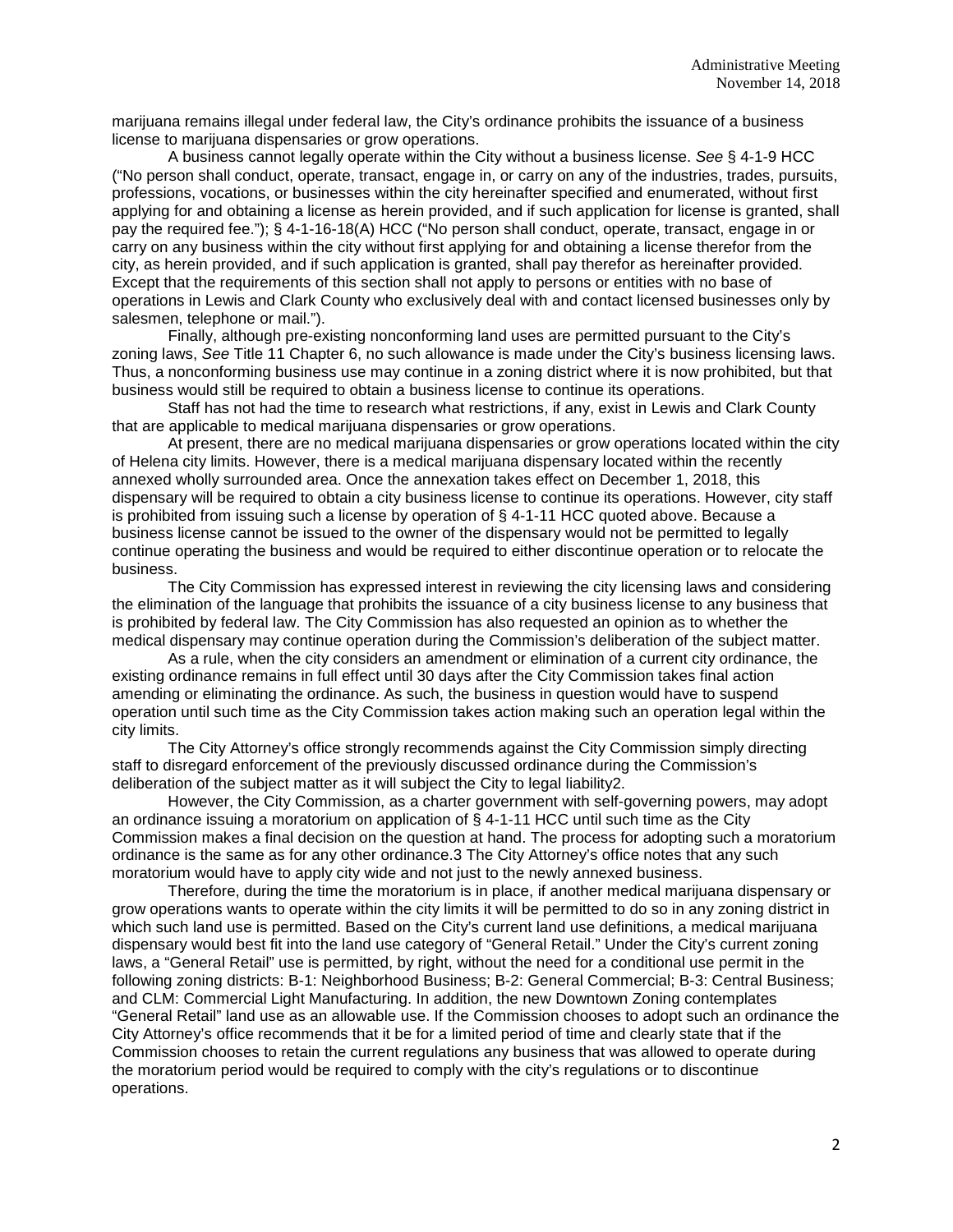marijuana remains illegal under federal law, the City's ordinance prohibits the issuance of a business license to marijuana dispensaries or grow operations.

A business cannot legally operate within the City without a business license. *See* § 4-1-9 HCC ("No person shall conduct, operate, transact, engage in, or carry on any of the industries, trades, pursuits, professions, vocations, or businesses within the city hereinafter specified and enumerated, without first applying for and obtaining a license as herein provided, and if such application for license is granted, shall pay the required fee."); § 4-1-16-18(A) HCC ("No person shall conduct, operate, transact, engage in or carry on any business within the city without first applying for and obtaining a license therefor from the city, as herein provided, and if such application is granted, shall pay therefor as hereinafter provided. Except that the requirements of this section shall not apply to persons or entities with no base of operations in Lewis and Clark County who exclusively deal with and contact licensed businesses only by salesmen, telephone or mail.").

Finally, although pre-existing nonconforming land uses are permitted pursuant to the City's zoning laws, *See* Title 11 Chapter 6, no such allowance is made under the City's business licensing laws. Thus, a nonconforming business use may continue in a zoning district where it is now prohibited, but that business would still be required to obtain a business license to continue its operations.

Staff has not had the time to research what restrictions, if any, exist in Lewis and Clark County that are applicable to medical marijuana dispensaries or grow operations.

At present, there are no medical marijuana dispensaries or grow operations located within the city of Helena city limits. However, there is a medical marijuana dispensary located within the recently annexed wholly surrounded area. Once the annexation takes effect on December 1, 2018, this dispensary will be required to obtain a city business license to continue its operations. However, city staff is prohibited from issuing such a license by operation of § 4-1-11 HCC quoted above. Because a business license cannot be issued to the owner of the dispensary would not be permitted to legally continue operating the business and would be required to either discontinue operation or to relocate the business.

The City Commission has expressed interest in reviewing the city licensing laws and considering the elimination of the language that prohibits the issuance of a city business license to any business that is prohibited by federal law. The City Commission has also requested an opinion as to whether the medical dispensary may continue operation during the Commission's deliberation of the subject matter.

As a rule, when the city considers an amendment or elimination of a current city ordinance, the existing ordinance remains in full effect until 30 days after the City Commission takes final action amending or eliminating the ordinance. As such, the business in question would have to suspend operation until such time as the City Commission takes action making such an operation legal within the city limits.

The City Attorney's office strongly recommends against the City Commission simply directing staff to disregard enforcement of the previously discussed ordinance during the Commission's deliberation of the subject matter as it will subject the City to legal liability[2].

However, the City Commission, as a charter government with self-governing powers, may adopt an ordinance issuing a moratorium on application of § 4-1-11 HCC until such time as the City Commission makes a final decision on the question at hand. The process for adopting such a moratorium ordinance is the same as for any other ordinance.[3] The City Attorney's office notes that any such moratorium would have to apply city wide and not just to the newly annexed business.

Therefore, during the time the moratorium is in place, if another medical marijuana dispensary or grow operations wants to operate within the city limits it will be permitted to do so in any zoning district in which such land use is permitted. Based on the City's current land use definitions, a medical marijuana dispensary would best fit into the land use category of "General Retail." Under the City's current zoning laws, a "General Retail" use is permitted, by right, without the need for a conditional use permit in the following zoning districts: B-1: Neighborhood Business; B-2: General Commercial; B-3: Central Business; and CLM: Commercial Light Manufacturing. In addition, the new Downtown Zoning contemplates "General Retail" land use as an allowable use. If the Commission chooses to adopt such an ordinance the City Attorney's office recommends that it be for a limited period of time and clearly state that if the Commission chooses to retain the current regulations any business that was allowed to operate during the moratorium period would be required to comply with the city's regulations or to discontinue operations.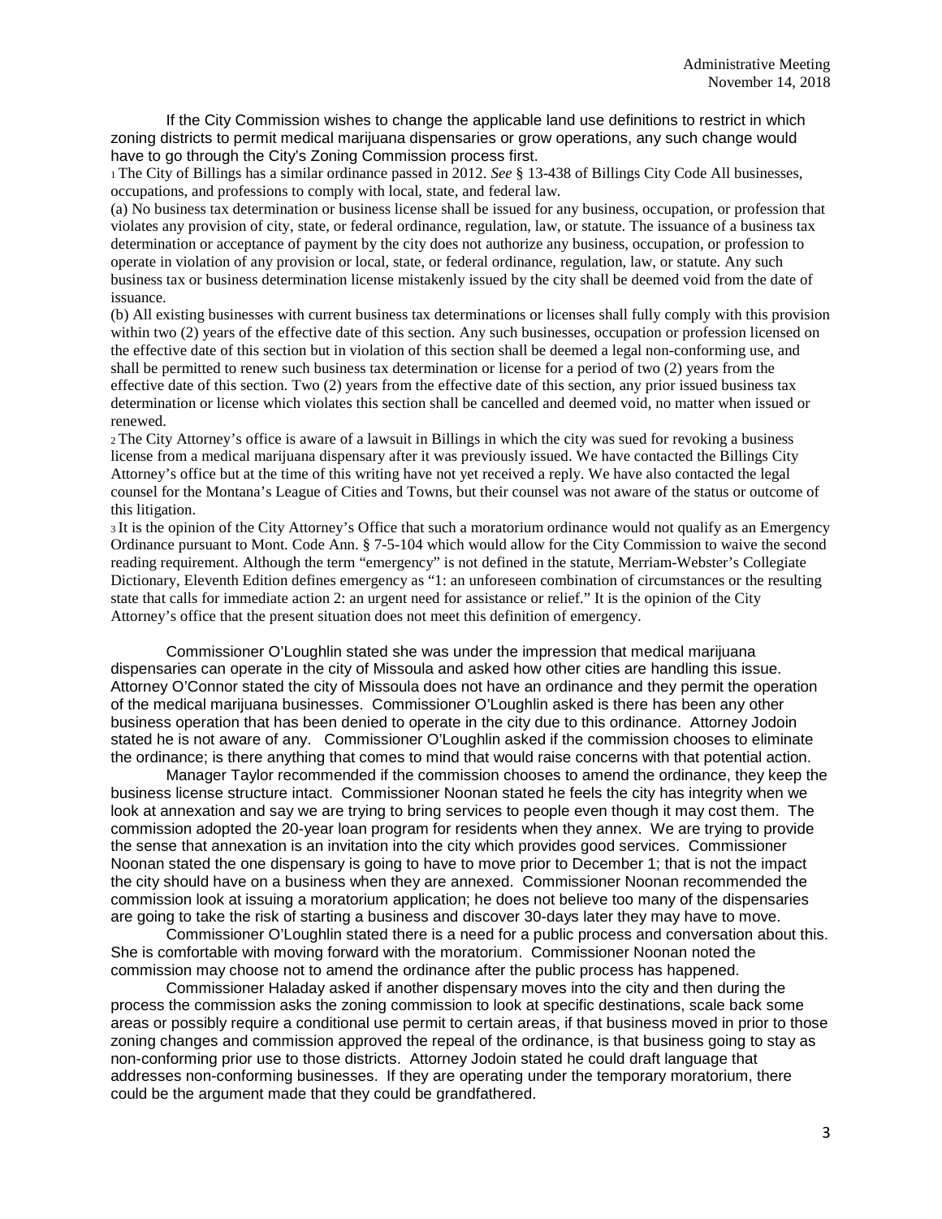If the City Commission wishes to change the applicable land use definitions to restrict in which zoning districts to permit medical marijuana dispensaries or grow operations, any such change would have to go through the City's Zoning Commission process first.

[1] The City of Billings has a similar ordinance passed in 2012. *See* § 13-438 of Billings City Code All businesses, occupations, and professions to comply with local, state, and federal law.

(a) No business tax determination or business license shall be issued for any business, occupation, or profession that violates any provision of city, state, or federal ordinance, regulation, law, or statute. The issuance of a business tax determination or acceptance of payment by the city does not authorize any business, occupation, or profession to operate in violation of any provision or local, state, or federal ordinance, regulation, law, or statute. Any such business tax or business determination license mistakenly issued by the city shall be deemed void from the date of issuance.

(b) All existing businesses with current business tax determinations or licenses shall fully comply with this provision within two (2) years of the effective date of this section. Any such businesses, occupation or profession licensed on the effective date of this section but in violation of this section shall be deemed a legal non-conforming use, and shall be permitted to renew such business tax determination or license for a period of two (2) years from the effective date of this section. Two (2) years from the effective date of this section, any prior issued business tax determination or license which violates this section shall be cancelled and deemed void, no matter when issued or renewed.

[2] The City Attorney's office is aware of a lawsuit in Billings in which the city was sued for revoking a business license from a medical marijuana dispensary after it was previously issued. We have contacted the Billings City Attorney's office but at the time of this writing have not yet received a reply. We have also contacted the legal counsel for the Montana's League of Cities and Towns, but their counsel was not aware of the status or outcome of this litigation.

[3] It is the opinion of the City Attorney's Office that such a moratorium ordinance would not qualify as an Emergency Ordinance pursuant to Mont. Code Ann. § 7-5-104 which would allow for the City Commission to waive the second reading requirement. Although the term "emergency" is not defined in the statute, Merriam-Webster's Collegiate Dictionary, Eleventh Edition defines emergency as "1: an unforeseen combination of circumstances or the resulting state that calls for immediate action 2: an urgent need for assistance or relief." It is the opinion of the City Attorney's office that the present situation does not meet this definition of emergency.

Commissioner O'Loughlin stated she was under the impression that medical marijuana dispensaries can operate in the city of Missoula and asked how other cities are handling this issue. Attorney O'Connor stated the city of Missoula does not have an ordinance and they permit the operation of the medical marijuana businesses. Commissioner O'Loughlin asked is there has been any other business operation that has been denied to operate in the city due to this ordinance. Attorney Jodoin stated he is not aware of any. Commissioner O'Loughlin asked if the commission chooses to eliminate the ordinance; is there anything that comes to mind that would raise concerns with that potential action.

Manager Taylor recommended if the commission chooses to amend the ordinance, they keep the business license structure intact. Commissioner Noonan stated he feels the city has integrity when we look at annexation and say we are trying to bring services to people even though it may cost them. The commission adopted the 20-year loan program for residents when they annex. We are trying to provide the sense that annexation is an invitation into the city which provides good services. Commissioner Noonan stated the one dispensary is going to have to move prior to December 1; that is not the impact the city should have on a business when they are annexed. Commissioner Noonan recommended the commission look at issuing a moratorium application; he does not believe too many of the dispensaries are going to take the risk of starting a business and discover 30-days later they may have to move.

Commissioner O'Loughlin stated there is a need for a public process and conversation about this. She is comfortable with moving forward with the moratorium. Commissioner Noonan noted the commission may choose not to amend the ordinance after the public process has happened.

Commissioner Haladay asked if another dispensary moves into the city and then during the process the commission asks the zoning commission to look at specific destinations, scale back some areas or possibly require a conditional use permit to certain areas, if that business moved in prior to those zoning changes and commission approved the repeal of the ordinance, is that business going to stay as non-conforming prior use to those districts. Attorney Jodoin stated he could draft language that addresses non-conforming businesses. If they are operating under the temporary moratorium, there could be the argument made that they could be grandfathered.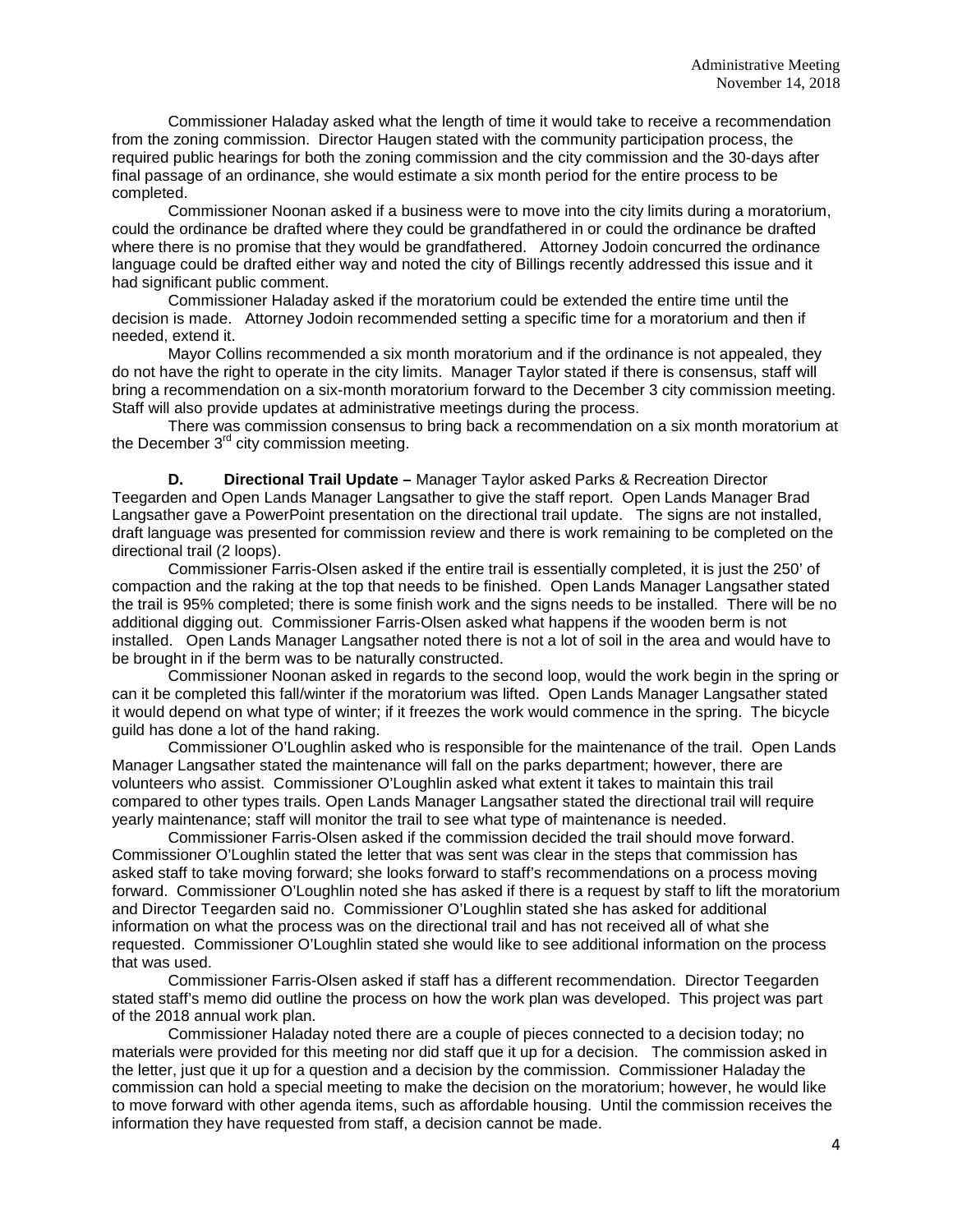Commissioner Haladay asked what the length of time it would take to receive a recommendation from the zoning commission. Director Haugen stated with the community participation process, the required public hearings for both the zoning commission and the city commission and the 30-days after final passage of an ordinance, she would estimate a six month period for the entire process to be completed.

Commissioner Noonan asked if a business were to move into the city limits during a moratorium, could the ordinance be drafted where they could be grandfathered in or could the ordinance be drafted where there is no promise that they would be grandfathered. Attorney Jodoin concurred the ordinance language could be drafted either way and noted the city of Billings recently addressed this issue and it had significant public comment.

Commissioner Haladay asked if the moratorium could be extended the entire time until the decision is made. Attorney Jodoin recommended setting a specific time for a moratorium and then if needed, extend it.

Mayor Collins recommended a six month moratorium and if the ordinance is not appealed, they do not have the right to operate in the city limits. Manager Taylor stated if there is consensus, staff will bring a recommendation on a six-month moratorium forward to the December 3 city commission meeting. Staff will also provide updates at administrative meetings during the process.

There was commission consensus to bring back a recommendation on a six month moratorium at the December 3rd city commission meeting.

**D. Directional Trail Update –** Manager Taylor asked Parks & Recreation Director Teegarden and Open Lands Manager Langsather to give the staff report. Open Lands Manager Brad Langsather gave a PowerPoint presentation on the directional trail update. The signs are not installed, draft language was presented for commission review and there is work remaining to be completed on the directional trail (2 loops).

Commissioner Farris-Olsen asked if the entire trail is essentially completed, it is just the 250' of compaction and the raking at the top that needs to be finished. Open Lands Manager Langsather stated the trail is 95% completed; there is some finish work and the signs needs to be installed. There will be no additional digging out. Commissioner Farris-Olsen asked what happens if the wooden berm is not installed. Open Lands Manager Langsather noted there is not a lot of soil in the area and would have to be brought in if the berm was to be naturally constructed.

Commissioner Noonan asked in regards to the second loop, would the work begin in the spring or can it be completed this fall/winter if the moratorium was lifted. Open Lands Manager Langsather stated it would depend on what type of winter; if it freezes the work would commence in the spring. The bicycle guild has done a lot of the hand raking.

Commissioner O'Loughlin asked who is responsible for the maintenance of the trail. Open Lands Manager Langsather stated the maintenance will fall on the parks department; however, there are volunteers who assist. Commissioner O'Loughlin asked what extent it takes to maintain this trail compared to other types trails. Open Lands Manager Langsather stated the directional trail will require yearly maintenance; staff will monitor the trail to see what type of maintenance is needed.

Commissioner Farris-Olsen asked if the commission decided the trail should move forward. Commissioner O'Loughlin stated the letter that was sent was clear in the steps that commission has asked staff to take moving forward; she looks forward to staff's recommendations on a process moving forward. Commissioner O'Loughlin noted she has asked if there is a request by staff to lift the moratorium and Director Teegarden said no. Commissioner O'Loughlin stated she has asked for additional information on what the process was on the directional trail and has not received all of what she requested. Commissioner O'Loughlin stated she would like to see additional information on the process that was used.

Commissioner Farris-Olsen asked if staff has a different recommendation. Director Teegarden stated staff's memo did outline the process on how the work plan was developed. This project was part of the 2018 annual work plan.

Commissioner Haladay noted there are a couple of pieces connected to a decision today; no materials were provided for this meeting nor did staff que it up for a decision. The commission asked in the letter, just que it up for a question and a decision by the commission. Commissioner Haladay the commission can hold a special meeting to make the decision on the moratorium; however, he would like to move forward with other agenda items, such as affordable housing. Until the commission receives the information they have requested from staff, a decision cannot be made.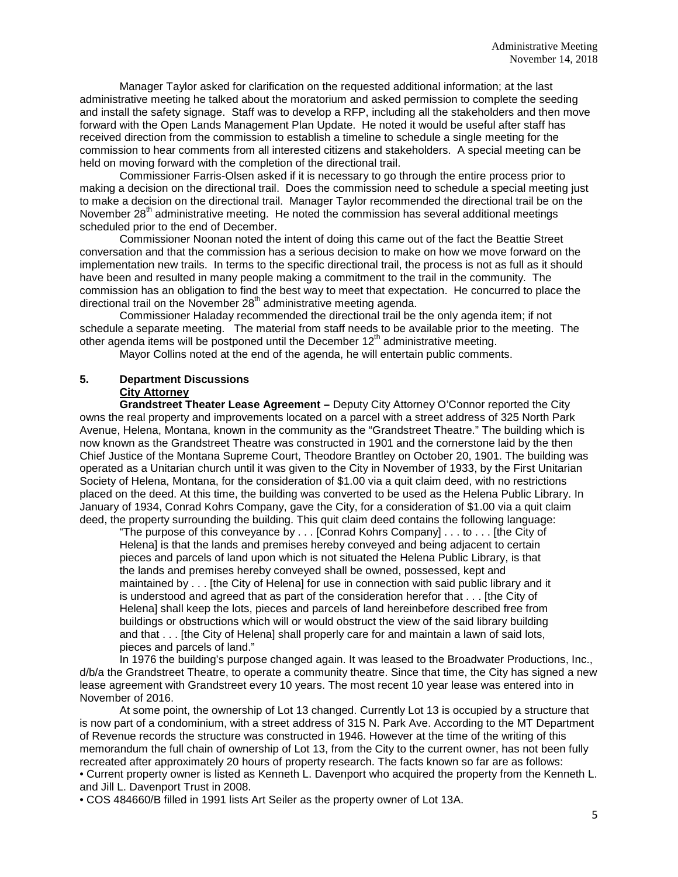Manager Taylor asked for clarification on the requested additional information; at the last administrative meeting he talked about the moratorium and asked permission to complete the seeding and install the safety signage. Staff was to develop a RFP, including all the stakeholders and then move forward with the Open Lands Management Plan Update. He noted it would be useful after staff has received direction from the commission to establish a timeline to schedule a single meeting for the commission to hear comments from all interested citizens and stakeholders. A special meeting can be held on moving forward with the completion of the directional trail.

Commissioner Farris-Olsen asked if it is necessary to go through the entire process prior to making a decision on the directional trail. Does the commission need to schedule a special meeting just to make a decision on the directional trail. Manager Taylor recommended the directional trail be on the November 28th administrative meeting. He noted the commission has several additional meetings scheduled prior to the end of December.

Commissioner Noonan noted the intent of doing this came out of the fact the Beattie Street conversation and that the commission has a serious decision to make on how we move forward on the implementation new trails. In terms to the specific directional trail, the process is not as full as it should have been and resulted in many people making a commitment to the trail in the community. The commission has an obligation to find the best way to meet that expectation. He concurred to place the directional trail on the November 28th administrative meeting agenda.

Commissioner Haladay recommended the directional trail be the only agenda item; if not schedule a separate meeting. The material from staff needs to be available prior to the meeting. The other agenda items will be postponed until the December 12th administrative meeting.

Mayor Collins noted at the end of the agenda, he will entertain public comments.

## 5. Department Discussions

**City Attorney**

**Grandstreet Theater Lease Agreement –** Deputy City Attorney O'Connor reported the City owns the real property and improvements located on a parcel with a street address of 325 North Park Avenue, Helena, Montana, known in the community as the "Grandstreet Theatre." The building which is now known as the Grandstreet Theatre was constructed in 1901 and the cornerstone laid by the then Chief Justice of the Montana Supreme Court, Theodore Brantley on October 20, 1901. The building was operated as a Unitarian church until it was given to the City in November of 1933, by the First Unitarian Society of Helena, Montana, for the consideration of $1.00 via a quit claim deed, with no restrictions placed on the deed. At this time, the building was converted to be used as the Helena Public Library. In January of 1934, Conrad Kohrs Company, gave the City, for a consideration of $1.00 via a quit claim deed, the property surrounding the building. This quit claim deed contains the following language:

> "The purpose of this conveyance by . . . [Conrad Kohrs Company] . . . to . . . [the City of Helena] is that the lands and premises hereby conveyed and being adjacent to certain pieces and parcels of land upon which is not situated the Helena Public Library, is that the lands and premises hereby conveyed shall be owned, possessed, kept and maintained by . . . [the City of Helena] for use in connection with said public library and it is understood and agreed that as part of the consideration herefor that . . . [the City of Helena] shall keep the lots, pieces and parcels of land hereinbefore described free from buildings or obstructions which will or would obstruct the view of the said library building and that . . . [the City of Helena] shall properly care for and maintain a lawn of said lots, pieces and parcels of land."

In 1976 the building's purpose changed again. It was leased to the Broadwater Productions, Inc., d/b/a the Grandstreet Theatre, to operate a community theatre. Since that time, the City has signed a new lease agreement with Grandstreet every 10 years. The most recent 10 year lease was entered into in November of 2016.

At some point, the ownership of Lot 13 changed. Currently Lot 13 is occupied by a structure that is now part of a condominium, with a street address of 315 N. Park Ave. According to the MT Department of Revenue records the structure was constructed in 1946. However at the time of the writing of this memorandum the full chain of ownership of Lot 13, from the City to the current owner, has not been fully recreated after approximately 20 hours of property research. The facts known so far are as follows:

- Current property owner is listed as Kenneth L. Davenport who acquired the property from the Kenneth L. and Jill L. Davenport Trust in 2008.
- COS 484660/B filled in 1991 lists Art Seiler as the property owner of Lot 13A.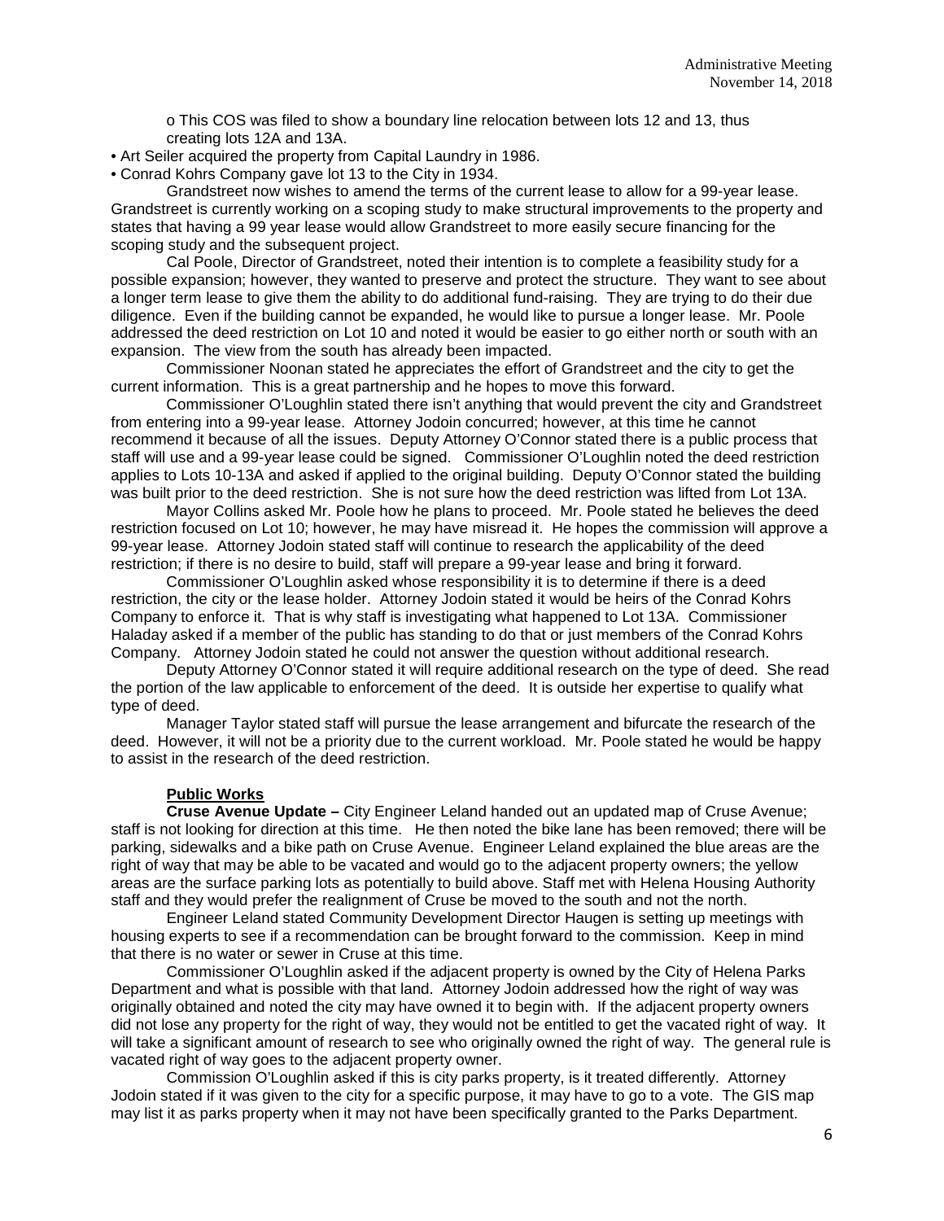o This COS was filed to show a boundary line relocation between lots 12 and 13, thus creating lots 12A and 13A.

- Art Seiler acquired the property from Capital Laundry in 1986.
- Conrad Kohrs Company gave lot 13 to the City in 1934.

Grandstreet now wishes to amend the terms of the current lease to allow for a 99-year lease. Grandstreet is currently working on a scoping study to make structural improvements to the property and states that having a 99 year lease would allow Grandstreet to more easily secure financing for the scoping study and the subsequent project.

Cal Poole, Director of Grandstreet, noted their intention is to complete a feasibility study for a possible expansion; however, they wanted to preserve and protect the structure. They want to see about a longer term lease to give them the ability to do additional fund-raising. They are trying to do their due diligence. Even if the building cannot be expanded, he would like to pursue a longer lease. Mr. Poole addressed the deed restriction on Lot 10 and noted it would be easier to go either north or south with an expansion. The view from the south has already been impacted.

Commissioner Noonan stated he appreciates the effort of Grandstreet and the city to get the current information. This is a great partnership and he hopes to move this forward.

Commissioner O'Loughlin stated there isn't anything that would prevent the city and Grandstreet from entering into a 99-year lease. Attorney Jodoin concurred; however, at this time he cannot recommend it because of all the issues. Deputy Attorney O'Connor stated there is a public process that staff will use and a 99-year lease could be signed. Commissioner O'Loughlin noted the deed restriction applies to Lots 10-13A and asked if applied to the original building. Deputy O'Connor stated the building was built prior to the deed restriction. She is not sure how the deed restriction was lifted from Lot 13A.

Mayor Collins asked Mr. Poole how he plans to proceed. Mr. Poole stated he believes the deed restriction focused on Lot 10; however, he may have misread it. He hopes the commission will approve a 99-year lease. Attorney Jodoin stated staff will continue to research the applicability of the deed restriction; if there is no desire to build, staff will prepare a 99-year lease and bring it forward.

Commissioner O'Loughlin asked whose responsibility it is to determine if there is a deed restriction, the city or the lease holder. Attorney Jodoin stated it would be heirs of the Conrad Kohrs Company to enforce it. That is why staff is investigating what happened to Lot 13A. Commissioner Haladay asked if a member of the public has standing to do that or just members of the Conrad Kohrs Company. Attorney Jodoin stated he could not answer the question without additional research.

Deputy Attorney O'Connor stated it will require additional research on the type of deed. She read the portion of the law applicable to enforcement of the deed. It is outside her expertise to qualify what type of deed.

Manager Taylor stated staff will pursue the lease arrangement and bifurcate the research of the deed. However, it will not be a priority due to the current workload. Mr. Poole stated he would be happy to assist in the research of the deed restriction.

**Public Works**

**Cruse Avenue Update –** City Engineer Leland handed out an updated map of Cruse Avenue; staff is not looking for direction at this time. He then noted the bike lane has been removed; there will be parking, sidewalks and a bike path on Cruse Avenue. Engineer Leland explained the blue areas are the right of way that may be able to be vacated and would go to the adjacent property owners; the yellow areas are the surface parking lots as potentially to build above. Staff met with Helena Housing Authority staff and they would prefer the realignment of Cruse be moved to the south and not the north.

Engineer Leland stated Community Development Director Haugen is setting up meetings with housing experts to see if a recommendation can be brought forward to the commission. Keep in mind that there is no water or sewer in Cruse at this time.

Commissioner O'Loughlin asked if the adjacent property is owned by the City of Helena Parks Department and what is possible with that land. Attorney Jodoin addressed how the right of way was originally obtained and noted the city may have owned it to begin with. If the adjacent property owners did not lose any property for the right of way, they would not be entitled to get the vacated right of way. It will take a significant amount of research to see who originally owned the right of way. The general rule is vacated right of way goes to the adjacent property owner.

Commission O'Loughlin asked if this is city parks property, is it treated differently. Attorney Jodoin stated if it was given to the city for a specific purpose, it may have to go to a vote. The GIS map may list it as parks property when it may not have been specifically granted to the Parks Department.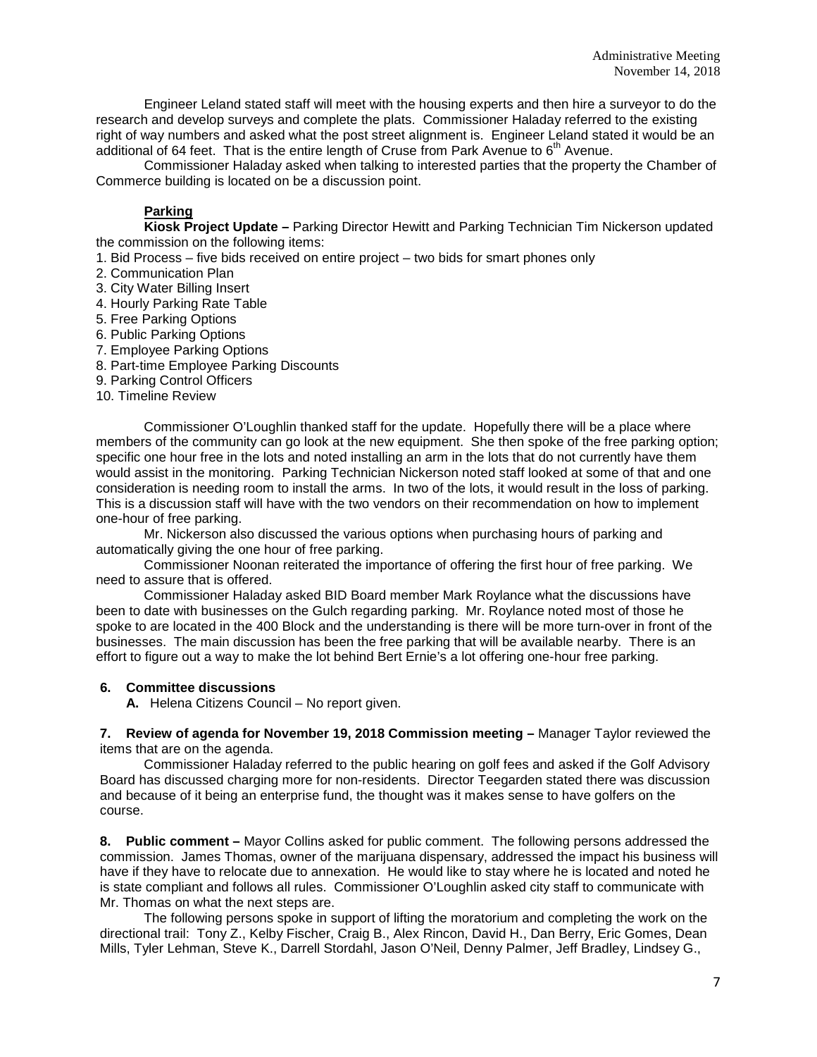Engineer Leland stated staff will meet with the housing experts and then hire a surveyor to do the research and develop surveys and complete the plats. Commissioner Haladay referred to the existing right of way numbers and asked what the post street alignment is. Engineer Leland stated it would be an additional of 64 feet. That is the entire length of Cruse from Park Avenue to 6th Avenue.

Commissioner Haladay asked when talking to interested parties that the property the Chamber of Commerce building is located on be a discussion point.

**Parking**

**Kiosk Project Update –** Parking Director Hewitt and Parking Technician Tim Nickerson updated the commission on the following items:

1. Bid Process – five bids received on entire project – two bids for smart phones only
2. Communication Plan
3. City Water Billing Insert
4. Hourly Parking Rate Table
5. Free Parking Options
6. Public Parking Options
7. Employee Parking Options
8. Part-time Employee Parking Discounts
9. Parking Control Officers
10. Timeline Review

Commissioner O'Loughlin thanked staff for the update. Hopefully there will be a place where members of the community can go look at the new equipment. She then spoke of the free parking option; specific one hour free in the lots and noted installing an arm in the lots that do not currently have them would assist in the monitoring. Parking Technician Nickerson noted staff looked at some of that and one consideration is needing room to install the arms. In two of the lots, it would result in the loss of parking. This is a discussion staff will have with the two vendors on their recommendation on how to implement one-hour of free parking.

Mr. Nickerson also discussed the various options when purchasing hours of parking and automatically giving the one hour of free parking.

Commissioner Noonan reiterated the importance of offering the first hour of free parking. We need to assure that is offered.

Commissioner Haladay asked BID Board member Mark Roylance what the discussions have been to date with businesses on the Gulch regarding parking. Mr. Roylance noted most of those he spoke to are located in the 400 Block and the understanding is there will be more turn-over in front of the businesses. The main discussion has been the free parking that will be available nearby. There is an effort to figure out a way to make the lot behind Bert Ernie's a lot offering one-hour free parking.

**6. Committee discussions**

**A.** Helena Citizens Council – No report given.

**7. Review of agenda for November 19, 2018 Commission meeting –** Manager Taylor reviewed the items that are on the agenda.

Commissioner Haladay referred to the public hearing on golf fees and asked if the Golf Advisory Board has discussed charging more for non-residents. Director Teegarden stated there was discussion and because of it being an enterprise fund, the thought was it makes sense to have golfers on the course.

**8. Public comment –** Mayor Collins asked for public comment. The following persons addressed the commission. James Thomas, owner of the marijuana dispensary, addressed the impact his business will have if they have to relocate due to annexation. He would like to stay where he is located and noted he is state compliant and follows all rules. Commissioner O'Loughlin asked city staff to communicate with Mr. Thomas on what the next steps are.

The following persons spoke in support of lifting the moratorium and completing the work on the directional trail: Tony Z., Kelby Fischer, Craig B., Alex Rincon, David H., Dan Berry, Eric Gomes, Dean Mills, Tyler Lehman, Steve K., Darrell Stordahl, Jason O'Neil, Denny Palmer, Jeff Bradley, Lindsey G.,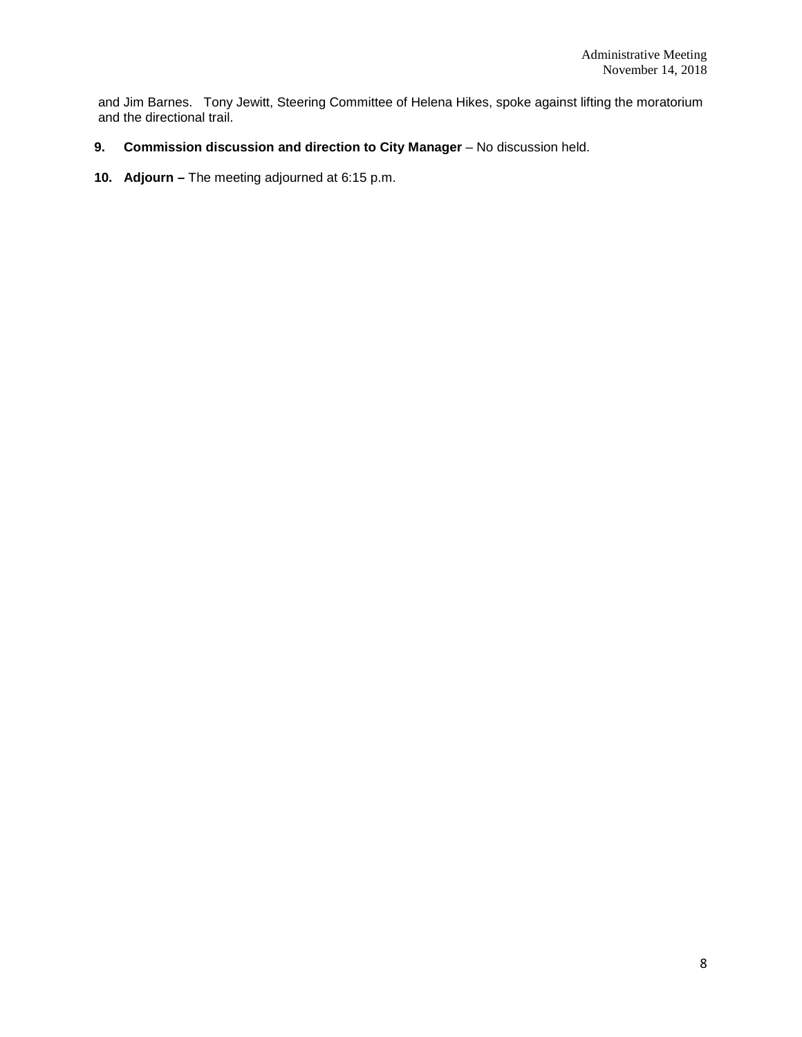and Jim Barnes. Tony Jewitt, Steering Committee of Helena Hikes, spoke against lifting the moratorium and the directional trail.

9. **Commission discussion and direction to City Manager** – No discussion held.

10. **Adjourn –** The meeting adjourned at 6:15 p.m.